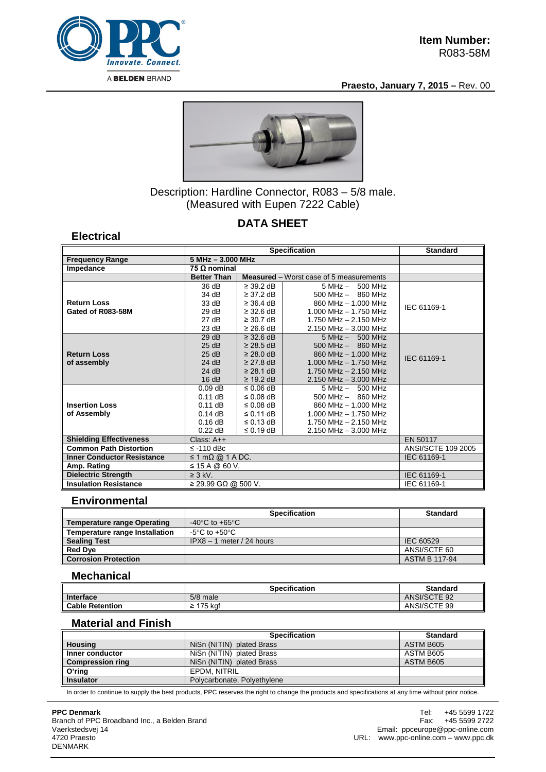**Item Number:**
R083-58M

**Praesto, January 7, 2015 –** Rev. 00

Description: Hardline Connector, R083 – 5/8 male.
(Measured with Eupen 7222 Cable)

## DATA SHEET

### Electrical

| | Specification | | | Standard |
|---|---|---|---|---|
| **Frequency Range** | **5 MHz – 3.000 MHz** | | | |
| **Impedance** | **75 Ω nominal** | | | |
| | **Better Than** | **Measured** – Worst case of 5 measurements | | |
| **Return Loss Gated of R083-58M** | 36 dB | ≥ 39.2 dB | 5 MHz – 500 MHz | IEC 61169-1 |
| | 34 dB | ≥ 37.2 dB | 500 MHz – 860 MHz | |
| | 33 dB | ≥ 36.4 dB | 860 MHz – 1.000 MHz | |
| | 29 dB | ≥ 32.6 dB | 1.000 MHz – 1.750 MHz | |
| | 27 dB | ≥ 30.7 dB | 1.750 MHz – 2.150 MHz | |
| | 23 dB | ≥ 26.6 dB | 2.150 MHz – 3.000 MHz | |
| **Return Loss of assembly** | 29 dB | ≥ 32.6 dB | 5 MHz – 500 MHz | IEC 61169-1 |
| | 25 dB | ≥ 28.5 dB | 500 MHz – 860 MHz | |
| | 25 dB | ≥ 28.0 dB | 860 MHz – 1.000 MHz | |
| | 24 dB | ≥ 27.8 dB | 1.000 MHz – 1.750 MHz | |
| | 24 dB | ≥ 28.1 dB | 1.750 MHz – 2.150 MHz | |
| | 16 dB | ≥ 19.2 dB | 2.150 MHz – 3.000 MHz | |
| **Insertion Loss of Assembly** | 0.09 dB | ≤ 0.06 dB | 5 MHz – 500 MHz | |
| | 0.11 dB | ≤ 0.08 dB | 500 MHz – 860 MHz | |
| | 0.11 dB | ≤ 0.08 dB | 860 MHz – 1.000 MHz | |
| | 0.14 dB | ≤ 0.11 dB | 1.000 MHz – 1.750 MHz | |
| | 0.16 dB | ≤ 0.13 dB | 1.750 MHz – 2.150 MHz | |
| | 0.22 dB | ≤ 0.19 dB | 2.150 MHz – 3.000 MHz | |
| **Shielding Effectiveness** | Class: A++ | | | EN 50117 |
| **Common Path Distortion** | ≤ -110 dBc | | | ANSI/SCTE 109 2005 |
| **Inner Conductor Resistance** | ≤ 1 mΩ @ 1 A DC. | | | IEC 61169-1 |
| **Amp. Rating** | ≤ 15 A @ 60 V. | | | |
| **Dielectric Strength** | ≥ 3 kV. | | | IEC 61169-1 |
| **Insulation Resistance** | ≥ 29.99 GΩ @ 500 V. | | | IEC 61169-1 |

### Environmental

| | Specification | Standard |
|---|---|---|
| **Temperature range Operating** | -40°C to +65°C | |
| **Temperature range Installation** | -5°C to +50°C | |
| **Sealing Test** | IPX8 – 1 meter / 24 hours | IEC 60529 |
| **Red Dye** | | ANSI/SCTE 60 |
| **Corrosion Protection** | | ASTM B 117-94 |

### Mechanical

| | Specification | Standard |
|---|---|---|
| **Interface** | 5/8 male | ANSI/SCTE 92 |
| **Cable Retention** | ≥ 175 kgf | ANSI/SCTE 99 |

### Material and Finish

| | Specification | Standard |
|---|---|---|
| **Housing** | NiSn (NITIN) plated Brass | ASTM B605 |
| **Inner conductor** | NiSn (NITIN) plated Brass | ASTM B605 |
| **Compression ring** | NiSn (NITIN) plated Brass | ASTM B605 |
| **O'ring** | EPDM, NITRIL | |
| **Insulator** | Polycarbonate, Polyethylene | |

In order to continue to supply the best products, PPC reserves the right to change the products and specifications at any time without prior notice.

**PPC Denmark**
Branch of PPC Broadband Inc., a Belden Brand
Vaerkstedsvej 14
4720 Praesto
DENMARK

Tel: +45 5599 1722
Fax: +45 5599 2722
Email: ppceurope@ppc-online.com
URL: www.ppc-online.com – www.ppc.dk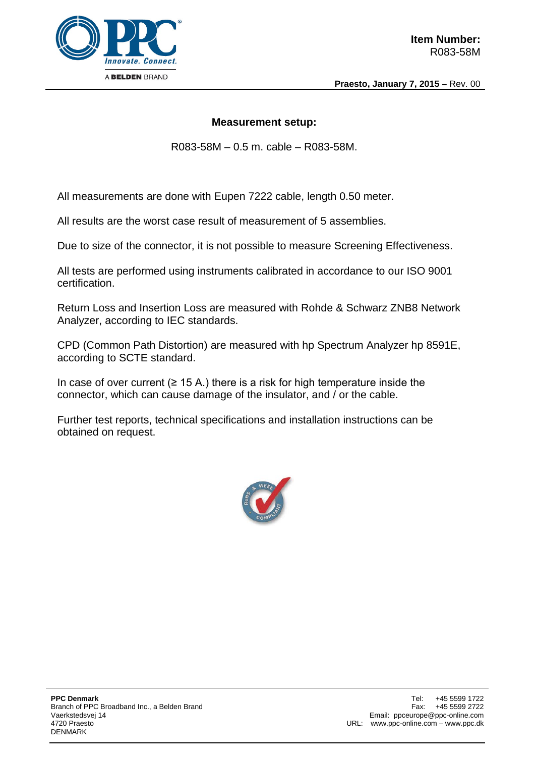## Measurement setup:

R083-58M – 0.5 m. cable – R083-58M.

All measurements are done with Eupen 7222 cable, length 0.50 meter.

All results are the worst case result of measurement of 5 assemblies.

Due to size of the connector, it is not possible to measure Screening Effectiveness.

All tests are performed using instruments calibrated in accordance to our ISO 9001 certification.

Return Loss and Insertion Loss are measured with Rohde & Schwarz ZNB8 Network Analyzer, according to IEC standards.

CPD (Common Path Distortion) are measured with hp Spectrum Analyzer hp 8591E, according to SCTE standard.

In case of over current (≥ 15 A.) there is a risk for high temperature inside the connector, which can cause damage of the insulator, and / or the cable.

Further test reports, technical specifications and installation instructions can be obtained on request.